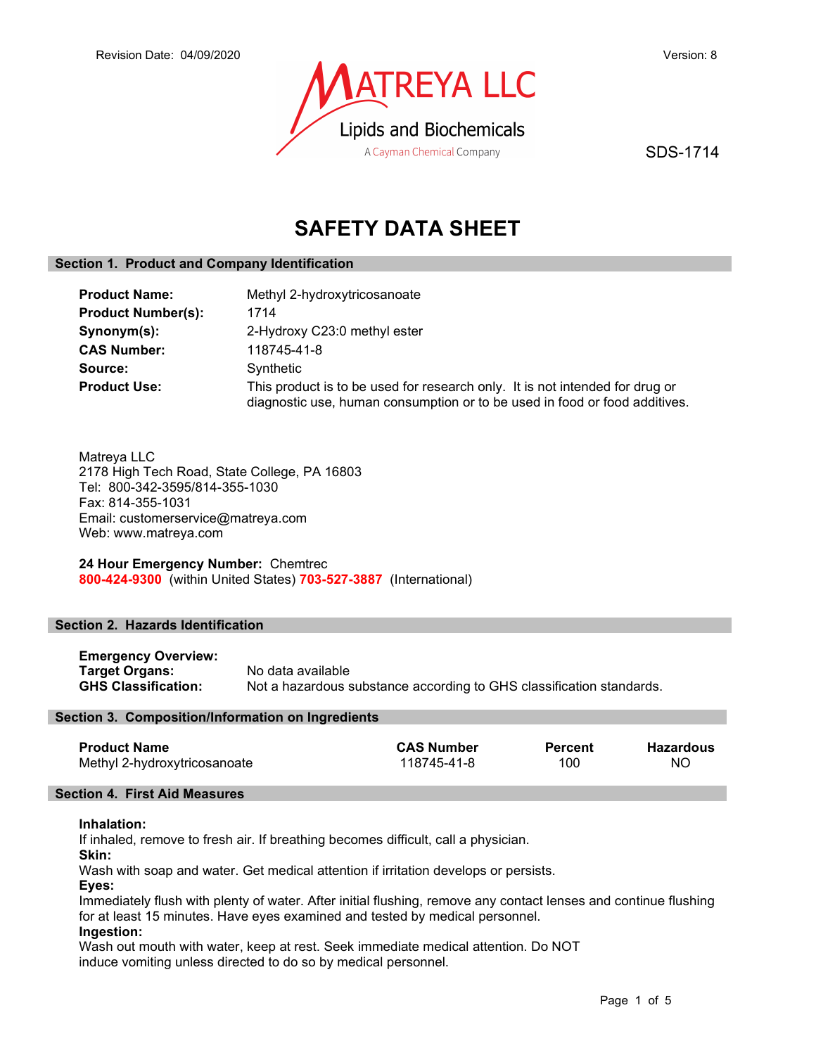Revision Date: 04/09/2020

Version: 8

MATREYA LLC

Lipids and Biochemicals

A Cayman Chemical Company

SDS-1714

# SAFETY DATA SHEET

## Section 1. Product and Company Identification

| | |
|---|---|
| **Product Name:** | Methyl 2-hydroxytricosanoate |
| **Product Number(s):** | 1714 |
| **Synonym(s):** | 2-Hydroxy C23:0 methyl ester |
| **CAS Number:** | 118745-41-8 |
| **Source:** | Synthetic |
| **Product Use:** | This product is to be used for research only. It is not intended for drug or diagnostic use, human consumption or to be used in food or food additives. |

Matreya LLC
2178 High Tech Road, State College, PA 16803
Tel: 800-342-3595/814-355-1030
Fax: 814-355-1031
Email: customerservice@matreya.com
Web: www.matreya.com

**24 Hour Emergency Number:** Chemtrec
**800-424-9300** (within United States) **703-527-3887** (International)

## Section 2. Hazards Identification

**Emergency Overview:**

| | |
|---|---|
| **Target Organs:** | No data available |
| **GHS Classification:** | Not a hazardous substance according to GHS classification standards. |

## Section 3. Composition/Information on Ingredients

| Product Name | CAS Number | Percent | Hazardous |
|---|---|---|---|
| Methyl 2-hydroxytricosanoate | 118745-41-8 | 100 | NO |

## Section 4. First Aid Measures

**Inhalation:**
If inhaled, remove to fresh air. If breathing becomes difficult, call a physician.

**Skin:**
Wash with soap and water. Get medical attention if irritation develops or persists.

**Eyes:**
Immediately flush with plenty of water. After initial flushing, remove any contact lenses and continue flushing for at least 15 minutes. Have eyes examined and tested by medical personnel.

**Ingestion:**
Wash out mouth with water, keep at rest. Seek immediate medical attention. Do NOT induce vomiting unless directed to do so by medical personnel.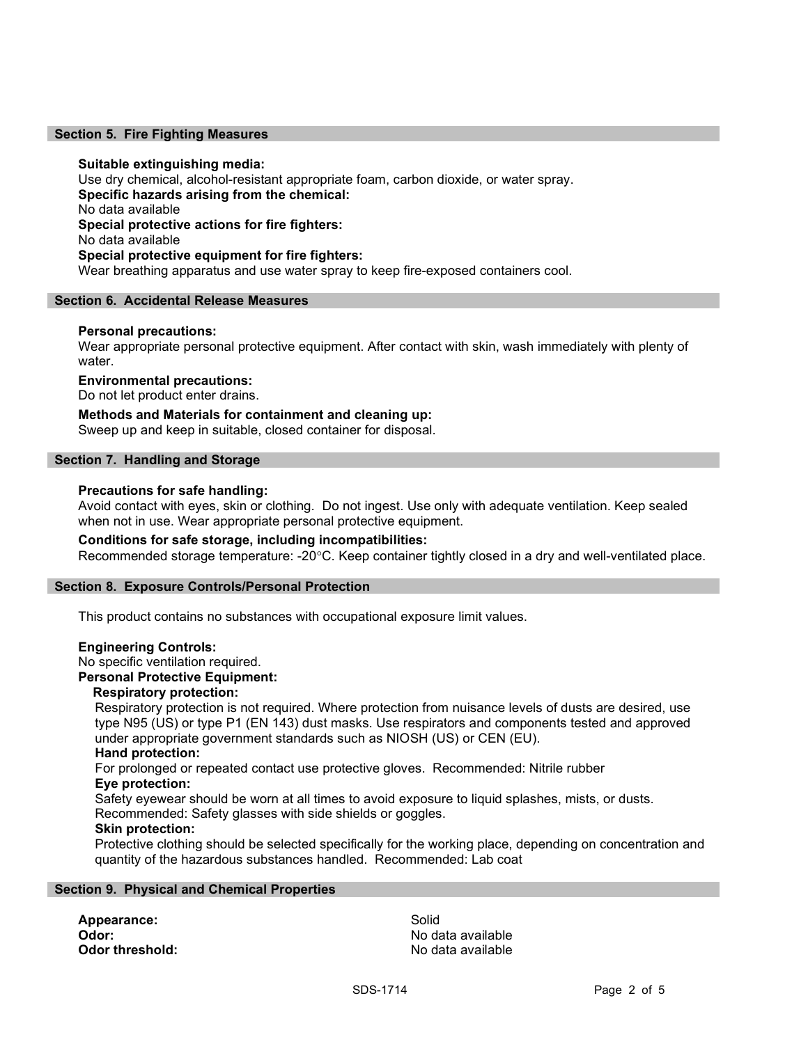## Section 5. Fire Fighting Measures

**Suitable extinguishing media:**
Use dry chemical, alcohol-resistant appropriate foam, carbon dioxide, or water spray.
**Specific hazards arising from the chemical:**
No data available
**Special protective actions for fire fighters:**
No data available
**Special protective equipment for fire fighters:**
Wear breathing apparatus and use water spray to keep fire-exposed containers cool.

## Section 6. Accidental Release Measures

**Personal precautions:**
Wear appropriate personal protective equipment. After contact with skin, wash immediately with plenty of water.

**Environmental precautions:**
Do not let product enter drains.

**Methods and Materials for containment and cleaning up:**
Sweep up and keep in suitable, closed container for disposal.

## Section 7. Handling and Storage

**Precautions for safe handling:**
Avoid contact with eyes, skin or clothing. Do not ingest. Use only with adequate ventilation. Keep sealed when not in use. Wear appropriate personal protective equipment.

**Conditions for safe storage, including incompatibilities:**
Recommended storage temperature: -20°C. Keep container tightly closed in a dry and well-ventilated place.

## Section 8. Exposure Controls/Personal Protection

This product contains no substances with occupational exposure limit values.

**Engineering Controls:**
No specific ventilation required.
**Personal Protective Equipment:**

**Respiratory protection:**
Respiratory protection is not required. Where protection from nuisance levels of dusts are desired, use type N95 (US) or type P1 (EN 143) dust masks. Use respirators and components tested and approved under appropriate government standards such as NIOSH (US) or CEN (EU).
**Hand protection:**
For prolonged or repeated contact use protective gloves. Recommended: Nitrile rubber
**Eye protection:**
Safety eyewear should be worn at all times to avoid exposure to liquid splashes, mists, or dusts. Recommended: Safety glasses with side shields or goggles.
**Skin protection:**
Protective clothing should be selected specifically for the working place, depending on concentration and quantity of the hazardous substances handled. Recommended: Lab coat

## Section 9. Physical and Chemical Properties

| | |
|---|---|
| **Appearance:** | Solid |
| **Odor:** | No data available |
| **Odor threshold:** | No data available |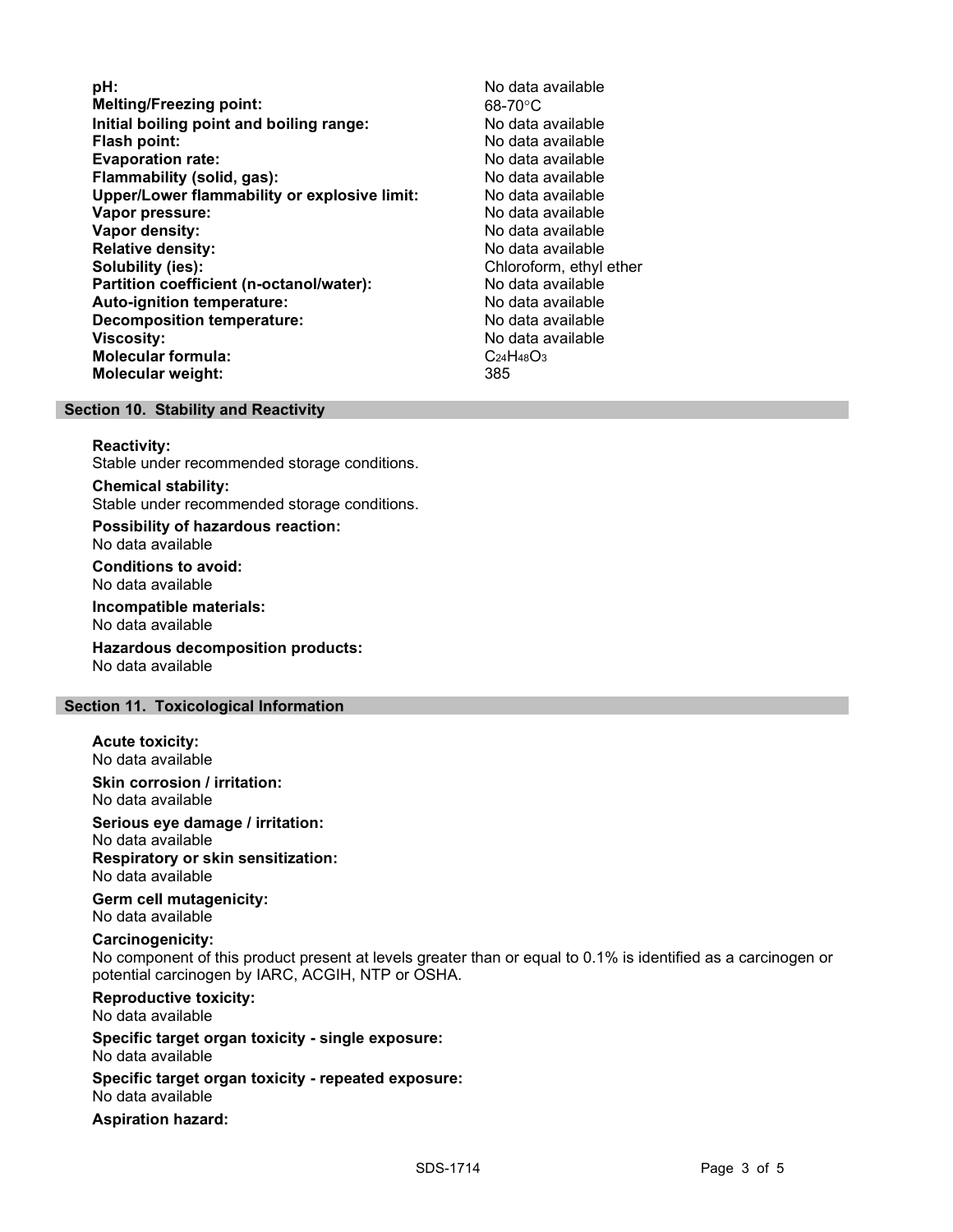| | |
|---|---|
| **pH:** | No data available |
| **Melting/Freezing point:** | 68-70°C |
| **Initial boiling point and boiling range:** | No data available |
| **Flash point:** | No data available |
| **Evaporation rate:** | No data available |
| **Flammability (solid, gas):** | No data available |
| **Upper/Lower flammability or explosive limit:** | No data available |
| **Vapor pressure:** | No data available |
| **Vapor density:** | No data available |
| **Relative density:** | No data available |
| **Solubility (ies):** | Chloroform, ethyl ether |
| **Partition coefficient (n-octanol/water):** | No data available |
| **Auto-ignition temperature:** | No data available |
| **Decomposition temperature:** | No data available |
| **Viscosity:** | No data available |
| **Molecular formula:** | $C_{24}H_{48}O_3$ |
| **Molecular weight:** | 385 |

## Section 10. Stability and Reactivity

**Reactivity:**
Stable under recommended storage conditions.

**Chemical stability:**
Stable under recommended storage conditions.

**Possibility of hazardous reaction:**
No data available

**Conditions to avoid:**
No data available

**Incompatible materials:**
No data available

**Hazardous decomposition products:**
No data available

## Section 11. Toxicological Information

**Acute toxicity:**
No data available

**Skin corrosion / irritation:**
No data available

**Serious eye damage / irritation:**
No data available

**Respiratory or skin sensitization:**
No data available

**Germ cell mutagenicity:**
No data available

**Carcinogenicity:**
No component of this product present at levels greater than or equal to 0.1% is identified as a carcinogen or potential carcinogen by IARC, ACGIH, NTP or OSHA.

**Reproductive toxicity:**
No data available

**Specific target organ toxicity - single exposure:**
No data available

**Specific target organ toxicity - repeated exposure:**
No data available

**Aspiration hazard:**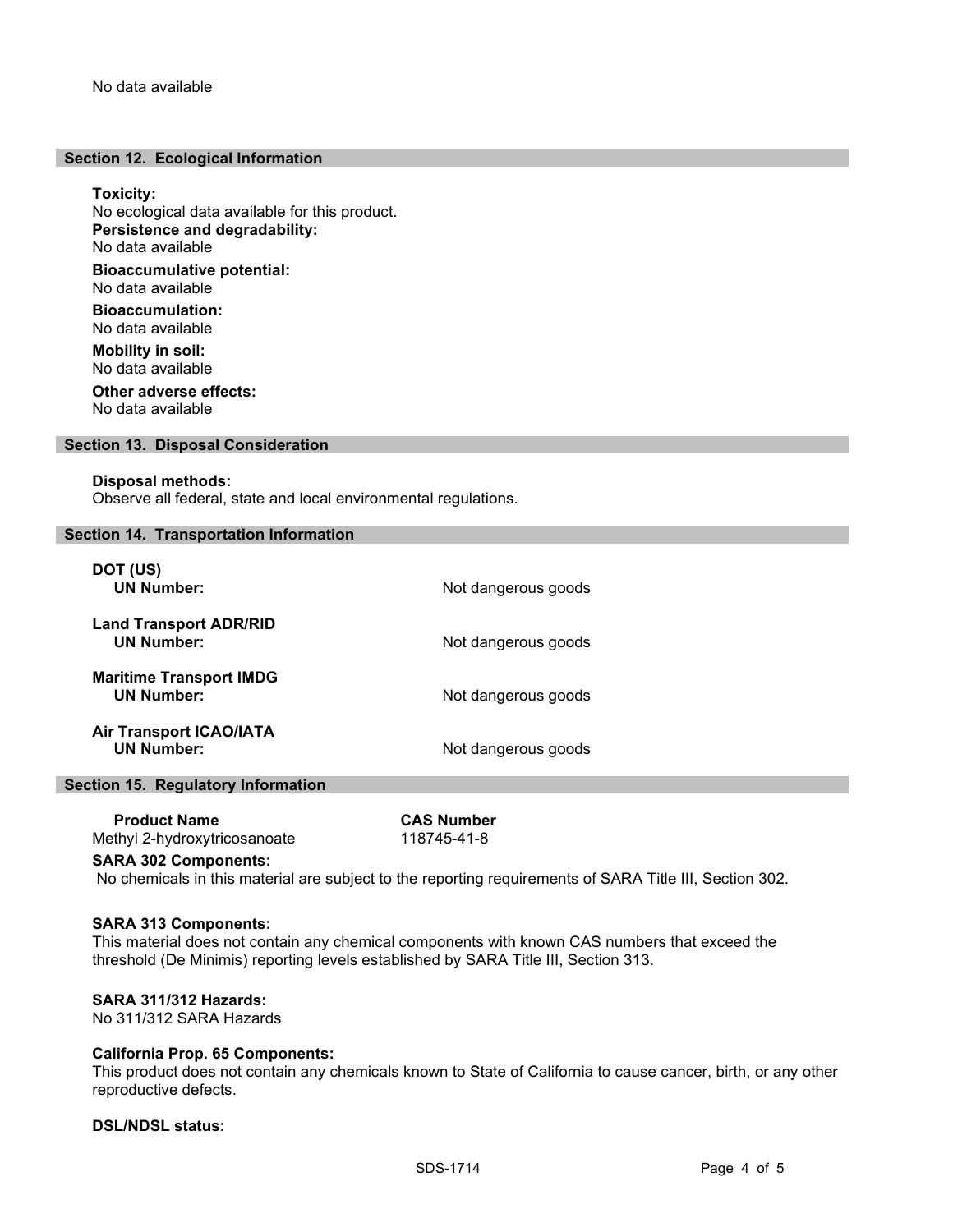No data available

## Section 12. Ecological Information

**Toxicity:**
No ecological data available for this product.

**Persistence and degradability:**
No data available

**Bioaccumulative potential:**
No data available

**Bioaccumulation:**
No data available

**Mobility in soil:**
No data available

**Other adverse effects:**
No data available

## Section 13. Disposal Consideration

**Disposal methods:**
Observe all federal, state and local environmental regulations.

## Section 14. Transportation Information

**DOT (US)**
**UN Number:** Not dangerous goods

**Land Transport ADR/RID**
**UN Number:** Not dangerous goods

**Maritime Transport IMDG**
**UN Number:** Not dangerous goods

**Air Transport ICAO/IATA**
**UN Number:** Not dangerous goods

## Section 15. Regulatory Information

| Product Name | CAS Number |
| --- | --- |
| Methyl 2-hydroxytricosanoate | 118745-41-8 |

**SARA 302 Components:**
No chemicals in this material are subject to the reporting requirements of SARA Title III, Section 302.

**SARA 313 Components:**
This material does not contain any chemical components with known CAS numbers that exceed the threshold (De Minimis) reporting levels established by SARA Title III, Section 313.

**SARA 311/312 Hazards:**
No 311/312 SARA Hazards

**California Prop. 65 Components:**
This product does not contain any chemicals known to State of California to cause cancer, birth, or any other reproductive defects.

**DSL/NDSL status:**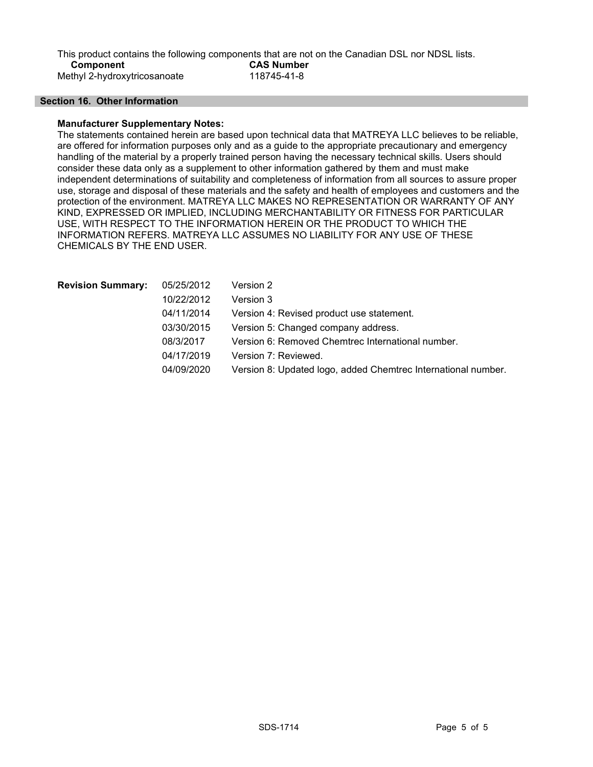This product contains the following components that are not on the Canadian DSL nor NDSL lists.

| Component | CAS Number |
| --- | --- |
| Methyl 2-hydroxytricosanoate | 118745-41-8 |

## Section 16. Other Information

**Manufacturer Supplementary Notes:**

The statements contained herein are based upon technical data that MATREYA LLC believes to be reliable, are offered for information purposes only and as a guide to the appropriate precautionary and emergency handling of the material by a properly trained person having the necessary technical skills. Users should consider these data only as a supplement to other information gathered by them and must make independent determinations of suitability and completeness of information from all sources to assure proper use, storage and disposal of these materials and the safety and health of employees and customers and the protection of the environment. MATREYA LLC MAKES NO REPRESENTATION OR WARRANTY OF ANY KIND, EXPRESSED OR IMPLIED, INCLUDING MERCHANTABILITY OR FITNESS FOR PARTICULAR USE, WITH RESPECT TO THE INFORMATION HEREIN OR THE PRODUCT TO WHICH THE INFORMATION REFERS. MATREYA LLC ASSUMES NO LIABILITY FOR ANY USE OF THESE CHEMICALS BY THE END USER.

| | | |
| --- | --- | --- |
| **Revision Summary:** | 05/25/2012 | Version 2 |
| | 10/22/2012 | Version 3 |
| | 04/11/2014 | Version 4: Revised product use statement. |
| | 03/30/2015 | Version 5: Changed company address. |
| | 08/3/2017 | Version 6: Removed Chemtrec International number. |
| | 04/17/2019 | Version 7: Reviewed. |
| | 04/09/2020 | Version 8: Updated logo, added Chemtrec International number. |

SDS-1714